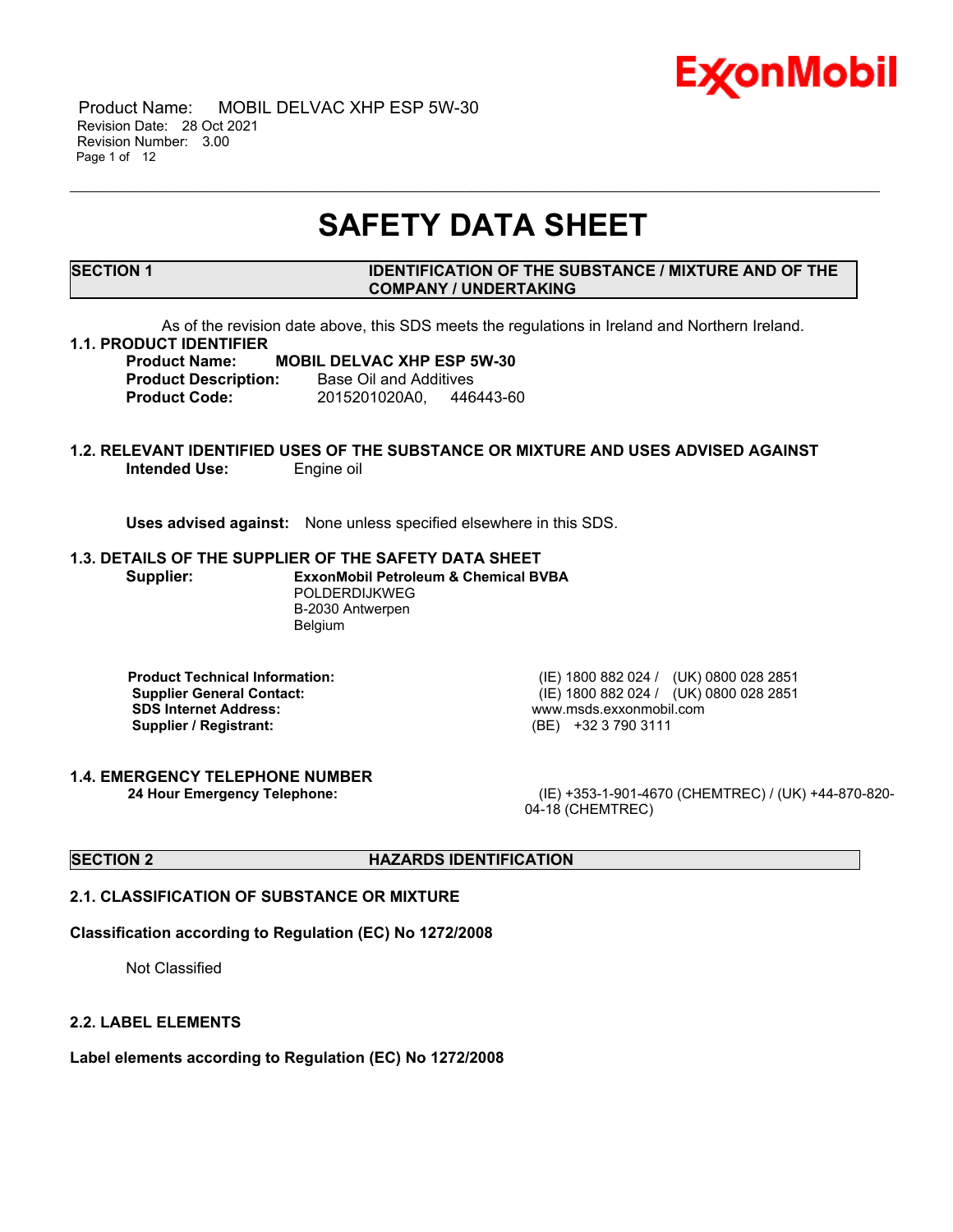# SAFETY DATA SHEET

## SECTION 1 IDENTIFICATION OF THE SUBSTANCE / MIXTURE AND OF THE COMPANY / UNDERTAKING

As of the revision date above, this SDS meets the regulations in Ireland and Northern Ireland.

### 1.1. PRODUCT IDENTIFIER

**Product Name:** **MOBIL DELVAC XHP ESP 5W-30**
**Product Description:** Base Oil and Additives
**Product Code:** 2015201020A0, 446443-60

### 1.2. RELEVANT IDENTIFIED USES OF THE SUBSTANCE OR MIXTURE AND USES ADVISED AGAINST

**Intended Use:** Engine oil

**Uses advised against:** None unless specified elsewhere in this SDS.

### 1.3. DETAILS OF THE SUPPLIER OF THE SAFETY DATA SHEET

**Supplier:** **ExxonMobil Petroleum & Chemical BVBA**
POLDERDIJKWEG
B-2030 Antwerpen
Belgium

**Product Technical Information:** (IE) 1800 882 024 / (UK) 0800 028 2851
**Supplier General Contact:** (IE) 1800 882 024 / (UK) 0800 028 2851
**SDS Internet Address:** www.msds.exxonmobil.com
**Supplier / Registrant:** (BE) +32 3 790 3111

### 1.4. EMERGENCY TELEPHONE NUMBER

**24 Hour Emergency Telephone:** (IE) +353-1-901-4670 (CHEMTREC) / (UK) +44-870-820-04-18 (CHEMTREC)

## SECTION 2 HAZARDS IDENTIFICATION

### 2.1. CLASSIFICATION OF SUBSTANCE OR MIXTURE

**Classification according to Regulation (EC) No 1272/2008**

Not Classified

### 2.2. LABEL ELEMENTS

**Label elements according to Regulation (EC) No 1272/2008**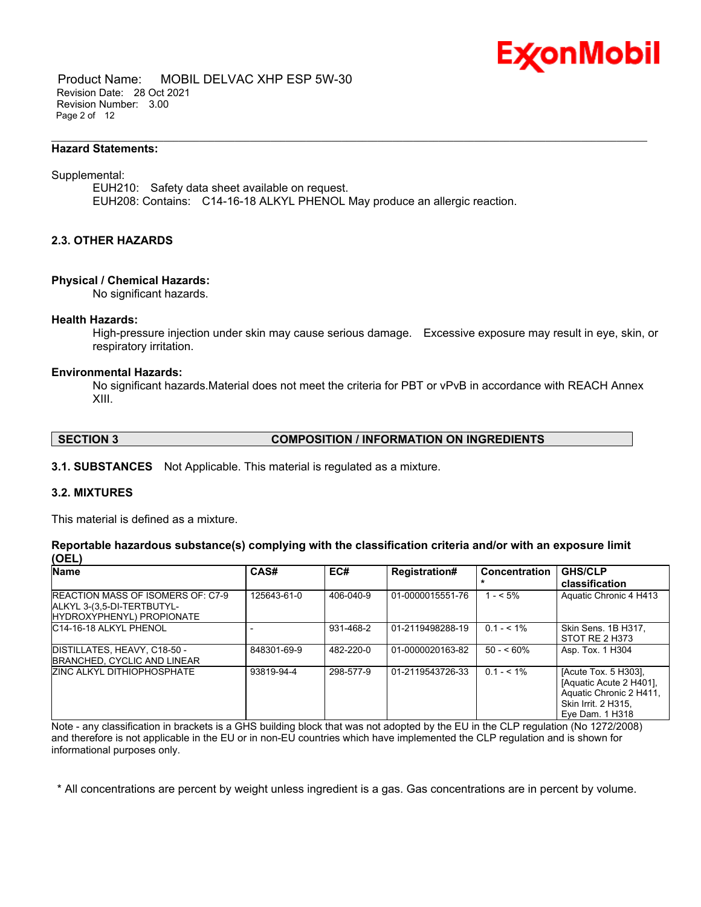**Hazard Statements:**

Supplemental:

EUH210: Safety data sheet available on request.
EUH208: Contains: C14-16-18 ALKYL PHENOL May produce an allergic reaction.

### 2.3. OTHER HAZARDS

**Physical / Chemical Hazards:**

No significant hazards.

**Health Hazards:**

High-pressure injection under skin may cause serious damage. Excessive exposure may result in eye, skin, or respiratory irritation.

**Environmental Hazards:**

No significant hazards.Material does not meet the criteria for PBT or vPvB in accordance with REACH Annex XIII.

## SECTION 3 COMPOSITION / INFORMATION ON INGREDIENTS

**3.1. SUBSTANCES** Not Applicable. This material is regulated as a mixture.

### 3.2. MIXTURES

This material is defined as a mixture.

**Reportable hazardous substance(s) complying with the classification criteria and/or with an exposure limit (OEL)**

| Name | CAS# | EC# | Registration# | Concentration* | GHS/CLP classification |
|---|---|---|---|---|---|
| REACTION MASS OF ISOMERS OF: C7-9 ALKYL 3-(3,5-DI-TERTBUTYL-HYDROXYPHENYL) PROPIONATE | 125643-61-0 | 406-040-9 | 01-0000015551-76 | 1 - < 5% | Aquatic Chronic 4 H413 |
| C14-16-18 ALKYL PHENOL | - | 931-468-2 | 01-2119498288-19 | 0.1 - < 1% | Skin Sens. 1B H317, STOT RE 2 H373 |
| DISTILLATES, HEAVY, C18-50 - BRANCHED, CYCLIC AND LINEAR | 848301-69-9 | 482-220-0 | 01-0000020163-82 | 50 - < 60% | Asp. Tox. 1 H304 |
| ZINC ALKYL DITHIOPHOSPHATE | 93819-94-4 | 298-577-9 | 01-2119543726-33 | 0.1 - < 1% | [Acute Tox. 5 H303], [Aquatic Acute 2 H401], Aquatic Chronic 2 H411, Skin Irrit. 2 H315, Eye Dam. 1 H318 |

Note - any classification in brackets is a GHS building block that was not adopted by the EU in the CLP regulation (No 1272/2008) and therefore is not applicable in the EU or in non-EU countries which have implemented the CLP regulation and is shown for informational purposes only.

\* All concentrations are percent by weight unless ingredient is a gas. Gas concentrations are in percent by volume.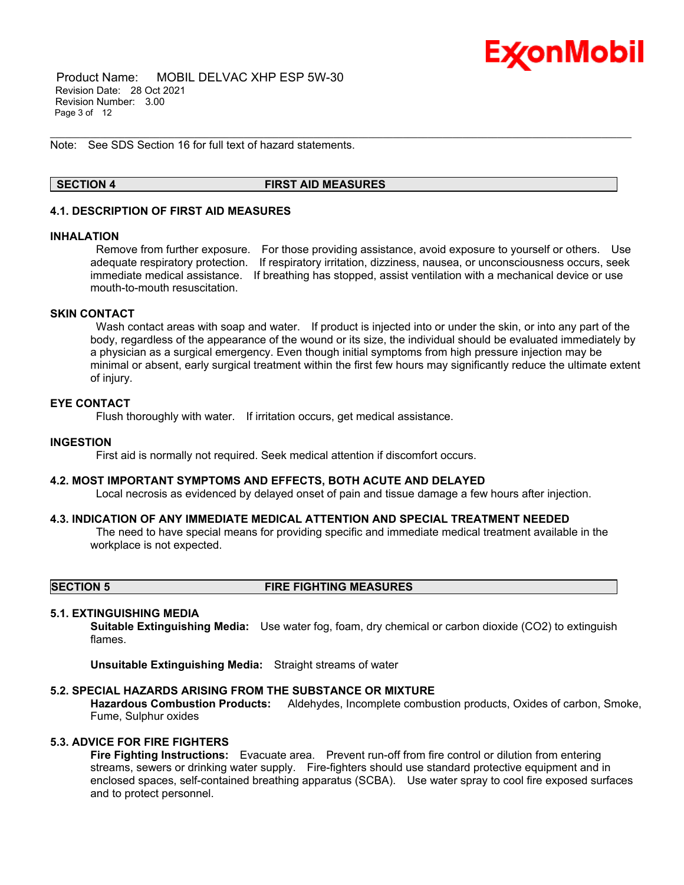Note: See SDS Section 16 for full text of hazard statements.

## SECTION 4 FIRST AID MEASURES

### 4.1. DESCRIPTION OF FIRST AID MEASURES

**INHALATION**

Remove from further exposure. For those providing assistance, avoid exposure to yourself or others. Use adequate respiratory protection. If respiratory irritation, dizziness, nausea, or unconsciousness occurs, seek immediate medical assistance. If breathing has stopped, assist ventilation with a mechanical device or use mouth-to-mouth resuscitation.

**SKIN CONTACT**

Wash contact areas with soap and water. If product is injected into or under the skin, or into any part of the body, regardless of the appearance of the wound or its size, the individual should be evaluated immediately by a physician as a surgical emergency. Even though initial symptoms from high pressure injection may be minimal or absent, early surgical treatment within the first few hours may significantly reduce the ultimate extent of injury.

**EYE CONTACT**

Flush thoroughly with water. If irritation occurs, get medical assistance.

**INGESTION**

First aid is normally not required. Seek medical attention if discomfort occurs.

### 4.2. MOST IMPORTANT SYMPTOMS AND EFFECTS, BOTH ACUTE AND DELAYED

Local necrosis as evidenced by delayed onset of pain and tissue damage a few hours after injection.

### 4.3. INDICATION OF ANY IMMEDIATE MEDICAL ATTENTION AND SPECIAL TREATMENT NEEDED

The need to have special means for providing specific and immediate medical treatment available in the workplace is not expected.

## SECTION 5 FIRE FIGHTING MEASURES

### 5.1. EXTINGUISHING MEDIA

**Suitable Extinguishing Media:** Use water fog, foam, dry chemical or carbon dioxide ($CO_2$) to extinguish flames.

**Unsuitable Extinguishing Media:** Straight streams of water

### 5.2. SPECIAL HAZARDS ARISING FROM THE SUBSTANCE OR MIXTURE

**Hazardous Combustion Products:** Aldehydes, Incomplete combustion products, Oxides of carbon, Smoke, Fume, Sulphur oxides

### 5.3. ADVICE FOR FIRE FIGHTERS

**Fire Fighting Instructions:** Evacuate area. Prevent run-off from fire control or dilution from entering streams, sewers or drinking water supply. Fire-fighters should use standard protective equipment and in enclosed spaces, self-contained breathing apparatus (SCBA). Use water spray to cool fire exposed surfaces and to protect personnel.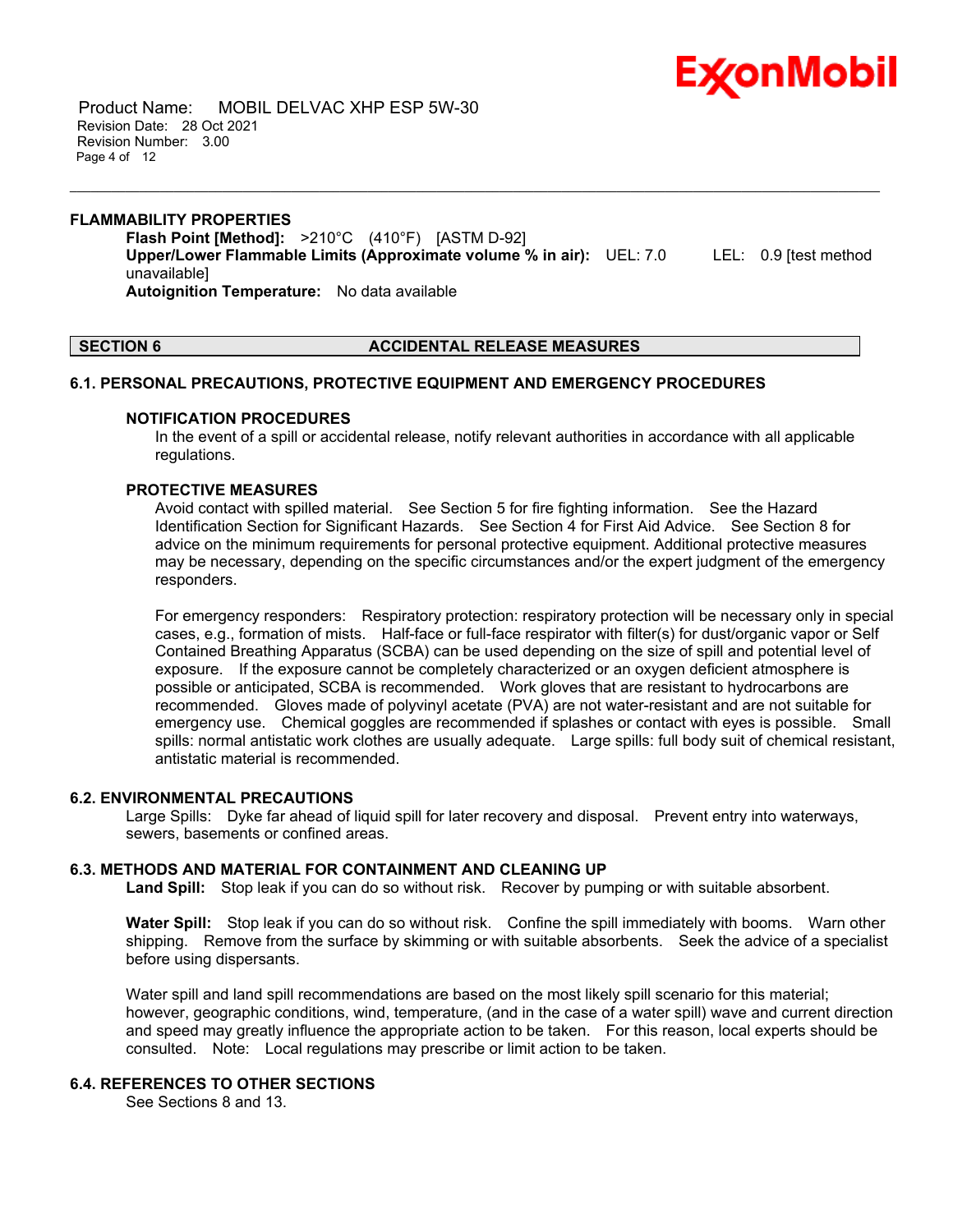**FLAMMABILITY PROPERTIES**

**Flash Point [Method]:** >210°C (410°F) [ASTM D-92]
**Upper/Lower Flammable Limits (Approximate volume % in air):** UEL: 7.0 LEL: 0.9 [test method unavailable]
**Autoignition Temperature:** No data available

## SECTION 6 ACCIDENTAL RELEASE MEASURES

### 6.1. PERSONAL PRECAUTIONS, PROTECTIVE EQUIPMENT AND EMERGENCY PROCEDURES

**NOTIFICATION PROCEDURES**

In the event of a spill or accidental release, notify relevant authorities in accordance with all applicable regulations.

**PROTECTIVE MEASURES**

Avoid contact with spilled material. See Section 5 for fire fighting information. See the Hazard Identification Section for Significant Hazards. See Section 4 for First Aid Advice. See Section 8 for advice on the minimum requirements for personal protective equipment. Additional protective measures may be necessary, depending on the specific circumstances and/or the expert judgment of the emergency responders.

For emergency responders: Respiratory protection: respiratory protection will be necessary only in special cases, e.g., formation of mists. Half-face or full-face respirator with filter(s) for dust/organic vapor or Self Contained Breathing Apparatus (SCBA) can be used depending on the size of spill and potential level of exposure. If the exposure cannot be completely characterized or an oxygen deficient atmosphere is possible or anticipated, SCBA is recommended. Work gloves that are resistant to hydrocarbons are recommended. Gloves made of polyvinyl acetate (PVA) are not water-resistant and are not suitable for emergency use. Chemical goggles are recommended if splashes or contact with eyes is possible. Small spills: normal antistatic work clothes are usually adequate. Large spills: full body suit of chemical resistant, antistatic material is recommended.

### 6.2. ENVIRONMENTAL PRECAUTIONS

Large Spills: Dyke far ahead of liquid spill for later recovery and disposal. Prevent entry into waterways, sewers, basements or confined areas.

### 6.3. METHODS AND MATERIAL FOR CONTAINMENT AND CLEANING UP

**Land Spill:** Stop leak if you can do so without risk. Recover by pumping or with suitable absorbent.

**Water Spill:** Stop leak if you can do so without risk. Confine the spill immediately with booms. Warn other shipping. Remove from the surface by skimming or with suitable absorbents. Seek the advice of a specialist before using dispersants.

Water spill and land spill recommendations are based on the most likely spill scenario for this material; however, geographic conditions, wind, temperature, (and in the case of a water spill) wave and current direction and speed may greatly influence the appropriate action to be taken. For this reason, local experts should be consulted. Note: Local regulations may prescribe or limit action to be taken.

### 6.4. REFERENCES TO OTHER SECTIONS

See Sections 8 and 13.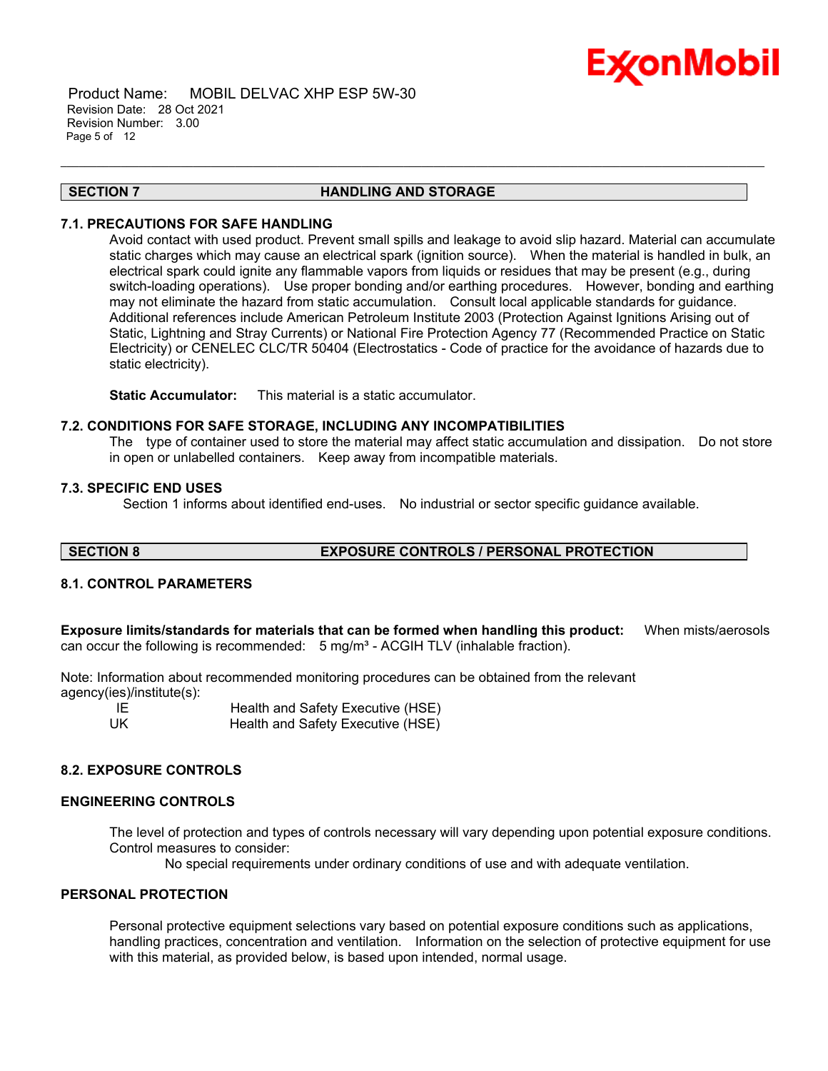## SECTION 7 HANDLING AND STORAGE

### 7.1. PRECAUTIONS FOR SAFE HANDLING

Avoid contact with used product. Prevent small spills and leakage to avoid slip hazard. Material can accumulate static charges which may cause an electrical spark (ignition source). When the material is handled in bulk, an electrical spark could ignite any flammable vapors from liquids or residues that may be present (e.g., during switch-loading operations). Use proper bonding and/or earthing procedures. However, bonding and earthing may not eliminate the hazard from static accumulation. Consult local applicable standards for guidance. Additional references include American Petroleum Institute 2003 (Protection Against Ignitions Arising out of Static, Lightning and Stray Currents) or National Fire Protection Agency 77 (Recommended Practice on Static Electricity) or CENELEC CLC/TR 50404 (Electrostatics - Code of practice for the avoidance of hazards due to static electricity).

**Static Accumulator:** This material is a static accumulator.

### 7.2. CONDITIONS FOR SAFE STORAGE, INCLUDING ANY INCOMPATIBILITIES

The type of container used to store the material may affect static accumulation and dissipation. Do not store in open or unlabelled containers. Keep away from incompatible materials.

### 7.3. SPECIFIC END USES

Section 1 informs about identified end-uses. No industrial or sector specific guidance available.

## SECTION 8 EXPOSURE CONTROLS / PERSONAL PROTECTION

### 8.1. CONTROL PARAMETERS

**Exposure limits/standards for materials that can be formed when handling this product:** When mists/aerosols can occur the following is recommended: 5 mg/m³ - ACGIH TLV (inhalable fraction).

Note: Information about recommended monitoring procedures can be obtained from the relevant agency(ies)/institute(s):

| | |
|---|---|
| IE | Health and Safety Executive (HSE) |
| UK | Health and Safety Executive (HSE) |

### 8.2. EXPOSURE CONTROLS

#### ENGINEERING CONTROLS

The level of protection and types of controls necessary will vary depending upon potential exposure conditions. Control measures to consider:

No special requirements under ordinary conditions of use and with adequate ventilation.

#### PERSONAL PROTECTION

Personal protective equipment selections vary based on potential exposure conditions such as applications, handling practices, concentration and ventilation. Information on the selection of protective equipment for use with this material, as provided below, is based upon intended, normal usage.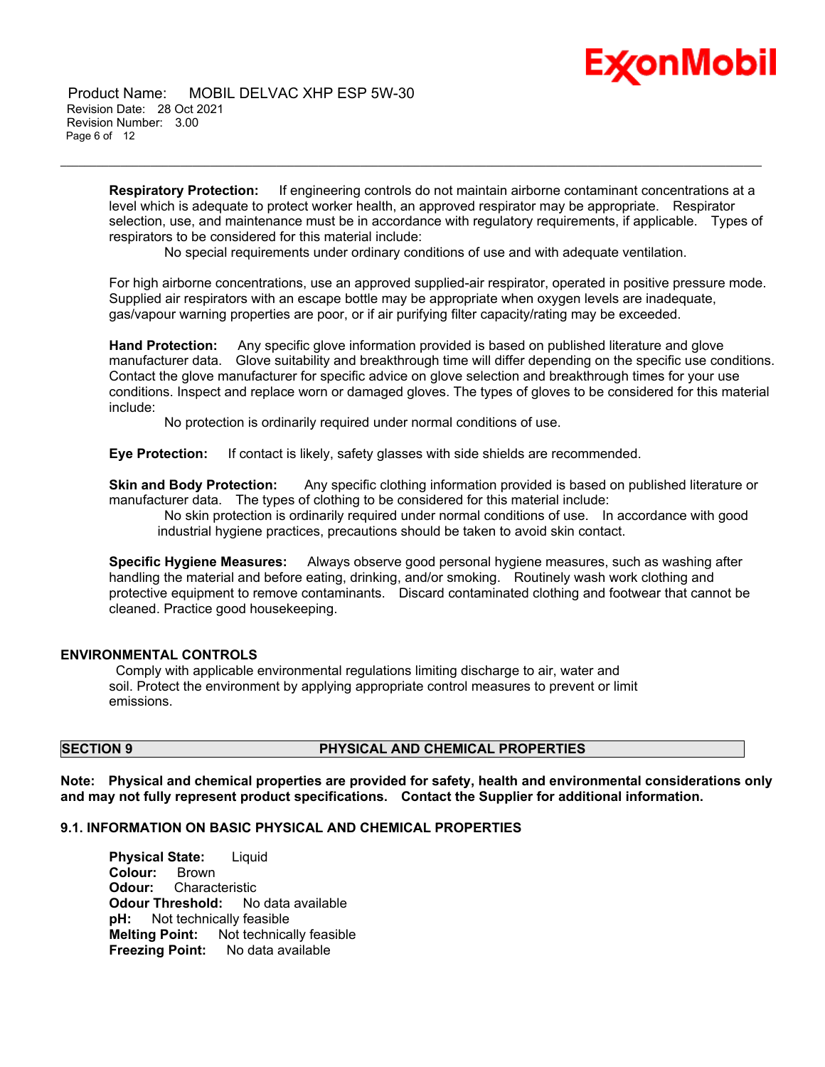**Respiratory Protection:** If engineering controls do not maintain airborne contaminant concentrations at a level which is adequate to protect worker health, an approved respirator may be appropriate. Respirator selection, use, and maintenance must be in accordance with regulatory requirements, if applicable. Types of respirators to be considered for this material include:

No special requirements under ordinary conditions of use and with adequate ventilation.

For high airborne concentrations, use an approved supplied-air respirator, operated in positive pressure mode. Supplied air respirators with an escape bottle may be appropriate when oxygen levels are inadequate, gas/vapour warning properties are poor, or if air purifying filter capacity/rating may be exceeded.

**Hand Protection:** Any specific glove information provided is based on published literature and glove manufacturer data. Glove suitability and breakthrough time will differ depending on the specific use conditions. Contact the glove manufacturer for specific advice on glove selection and breakthrough times for your use conditions. Inspect and replace worn or damaged gloves. The types of gloves to be considered for this material include:

No protection is ordinarily required under normal conditions of use.

**Eye Protection:** If contact is likely, safety glasses with side shields are recommended.

**Skin and Body Protection:** Any specific clothing information provided is based on published literature or manufacturer data. The types of clothing to be considered for this material include:

No skin protection is ordinarily required under normal conditions of use. In accordance with good industrial hygiene practices, precautions should be taken to avoid skin contact.

**Specific Hygiene Measures:** Always observe good personal hygiene measures, such as washing after handling the material and before eating, drinking, and/or smoking. Routinely wash work clothing and protective equipment to remove contaminants. Discard contaminated clothing and footwear that cannot be cleaned. Practice good housekeeping.

### ENVIRONMENTAL CONTROLS

Comply with applicable environmental regulations limiting discharge to air, water and soil. Protect the environment by applying appropriate control measures to prevent or limit emissions.

## SECTION 9 PHYSICAL AND CHEMICAL PROPERTIES

**Note: Physical and chemical properties are provided for safety, health and environmental considerations only and may not fully represent product specifications. Contact the Supplier for additional information.**

### 9.1. INFORMATION ON BASIC PHYSICAL AND CHEMICAL PROPERTIES

**Physical State:** Liquid
**Colour:** Brown
**Odour:** Characteristic
**Odour Threshold:** No data available
**pH:** Not technically feasible
**Melting Point:** Not technically feasible
**Freezing Point:** No data available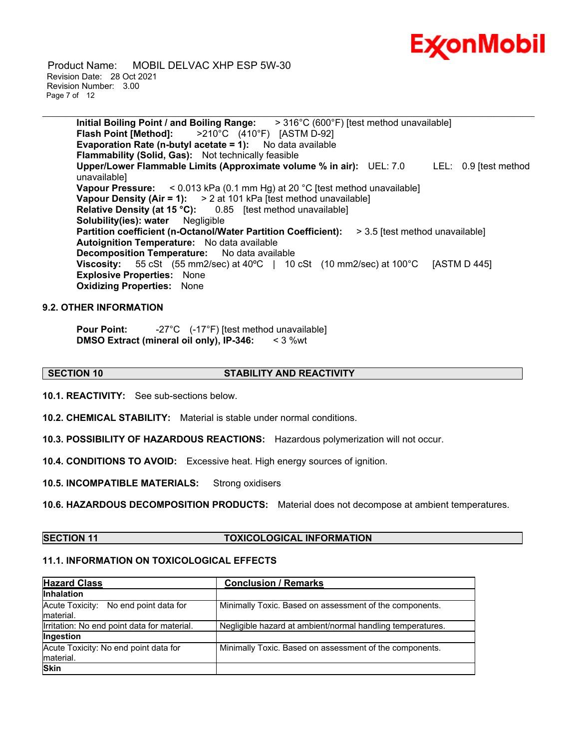**Initial Boiling Point / and Boiling Range:** > 316°C (600°F) [test method unavailable]
**Flash Point [Method]:** >210°C (410°F) [ASTM D-92]
**Evaporation Rate (n-butyl acetate = 1):** No data available
**Flammability (Solid, Gas):** Not technically feasible
**Upper/Lower Flammable Limits (Approximate volume % in air):** UEL: 7.0 LEL: 0.9 [test method unavailable]
**Vapour Pressure:** < 0.013 kPa (0.1 mm Hg) at 20 °C [test method unavailable]
**Vapour Density (Air = 1):** > 2 at 101 kPa [test method unavailable]
**Relative Density (at 15 °C):** 0.85 [test method unavailable]
**Solubility(ies): water** Negligible
**Partition coefficient (n-Octanol/Water Partition Coefficient):** > 3.5 [test method unavailable]
**Autoignition Temperature:** No data available
**Decomposition Temperature:** No data available
**Viscosity:** 55 cSt (55 mm2/sec) at 40ºC | 10 cSt (10 mm2/sec) at 100°C [ASTM D 445]
**Explosive Properties:** None
**Oxidizing Properties:** None

### 9.2. OTHER INFORMATION

**Pour Point:** -27°C (-17°F) [test method unavailable]
**DMSO Extract (mineral oil only), IP-346:** < 3 %wt

## SECTION 10 STABILITY AND REACTIVITY

**10.1. REACTIVITY:** See sub-sections below.

**10.2. CHEMICAL STABILITY:** Material is stable under normal conditions.

**10.3. POSSIBILITY OF HAZARDOUS REACTIONS:** Hazardous polymerization will not occur.

**10.4. CONDITIONS TO AVOID:** Excessive heat. High energy sources of ignition.

**10.5. INCOMPATIBLE MATERIALS:** Strong oxidisers

**10.6. HAZARDOUS DECOMPOSITION PRODUCTS:** Material does not decompose at ambient temperatures.

## SECTION 11 TOXICOLOGICAL INFORMATION

### 11.1. INFORMATION ON TOXICOLOGICAL EFFECTS

| Hazard Class | Conclusion / Remarks |
|---|---|
| **Inhalation** | |
| Acute Toxicity: No end point data for material. | Minimally Toxic. Based on assessment of the components. |
| Irritation: No end point data for material. | Negligible hazard at ambient/normal handling temperatures. |
| **Ingestion** | |
| Acute Toxicity: No end point data for material. | Minimally Toxic. Based on assessment of the components. |
| **Skin** | |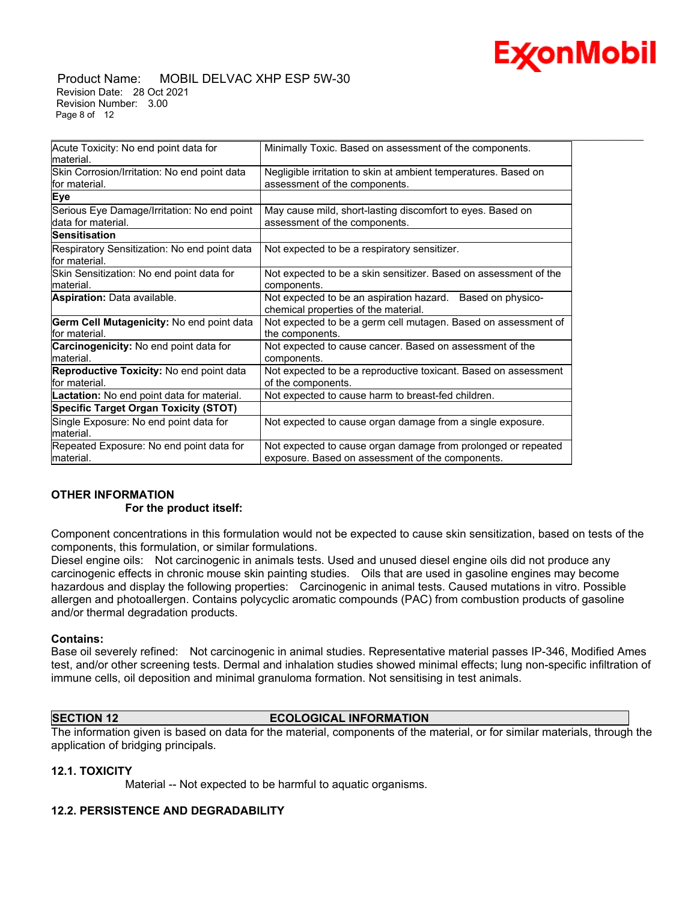| | |
|---|---|
| Acute Toxicity: No end point data for material. | Minimally Toxic. Based on assessment of the components. |
| Skin Corrosion/Irritation: No end point data for material. | Negligible irritation to skin at ambient temperatures. Based on assessment of the components. |
| **Eye** | |
| Serious Eye Damage/Irritation: No end point data for material. | May cause mild, short-lasting discomfort to eyes. Based on assessment of the components. |
| **Sensitisation** | |
| Respiratory Sensitization: No end point data for material. | Not expected to be a respiratory sensitizer. |
| Skin Sensitization: No end point data for material. | Not expected to be a skin sensitizer. Based on assessment of the components. |
| **Aspiration:** Data available. | Not expected to be an aspiration hazard. Based on physico-chemical properties of the material. |
| **Germ Cell Mutagenicity:** No end point data for material. | Not expected to be a germ cell mutagen. Based on assessment of the components. |
| **Carcinogenicity:** No end point data for material. | Not expected to cause cancer. Based on assessment of the components. |
| **Reproductive Toxicity:** No end point data for material. | Not expected to be a reproductive toxicant. Based on assessment of the components. |
| **Lactation:** No end point data for material. | Not expected to cause harm to breast-fed children. |
| **Specific Target Organ Toxicity (STOT)** | |
| Single Exposure: No end point data for material. | Not expected to cause organ damage from a single exposure. |
| Repeated Exposure: No end point data for material. | Not expected to cause organ damage from prolonged or repeated exposure. Based on assessment of the components. |

**OTHER INFORMATION**

**For the product itself:**

Component concentrations in this formulation would not be expected to cause skin sensitization, based on tests of the components, this formulation, or similar formulations.
Diesel engine oils: Not carcinogenic in animals tests. Used and unused diesel engine oils did not produce any carcinogenic effects in chronic mouse skin painting studies. Oils that are used in gasoline engines may become hazardous and display the following properties: Carcinogenic in animal tests. Caused mutations in vitro. Possible allergen and photoallergen. Contains polycyclic aromatic compounds (PAC) from combustion products of gasoline and/or thermal degradation products.

**Contains:**
Base oil severely refined: Not carcinogenic in animal studies. Representative material passes IP-346, Modified Ames test, and/or other screening tests. Dermal and inhalation studies showed minimal effects; lung non-specific infiltration of immune cells, oil deposition and minimal granuloma formation. Not sensitising in test animals.

## SECTION 12 ECOLOGICAL INFORMATION

The information given is based on data for the material, components of the material, or for similar materials, through the application of bridging principals.

### 12.1. TOXICITY

Material -- Not expected to be harmful to aquatic organisms.

### 12.2. PERSISTENCE AND DEGRADABILITY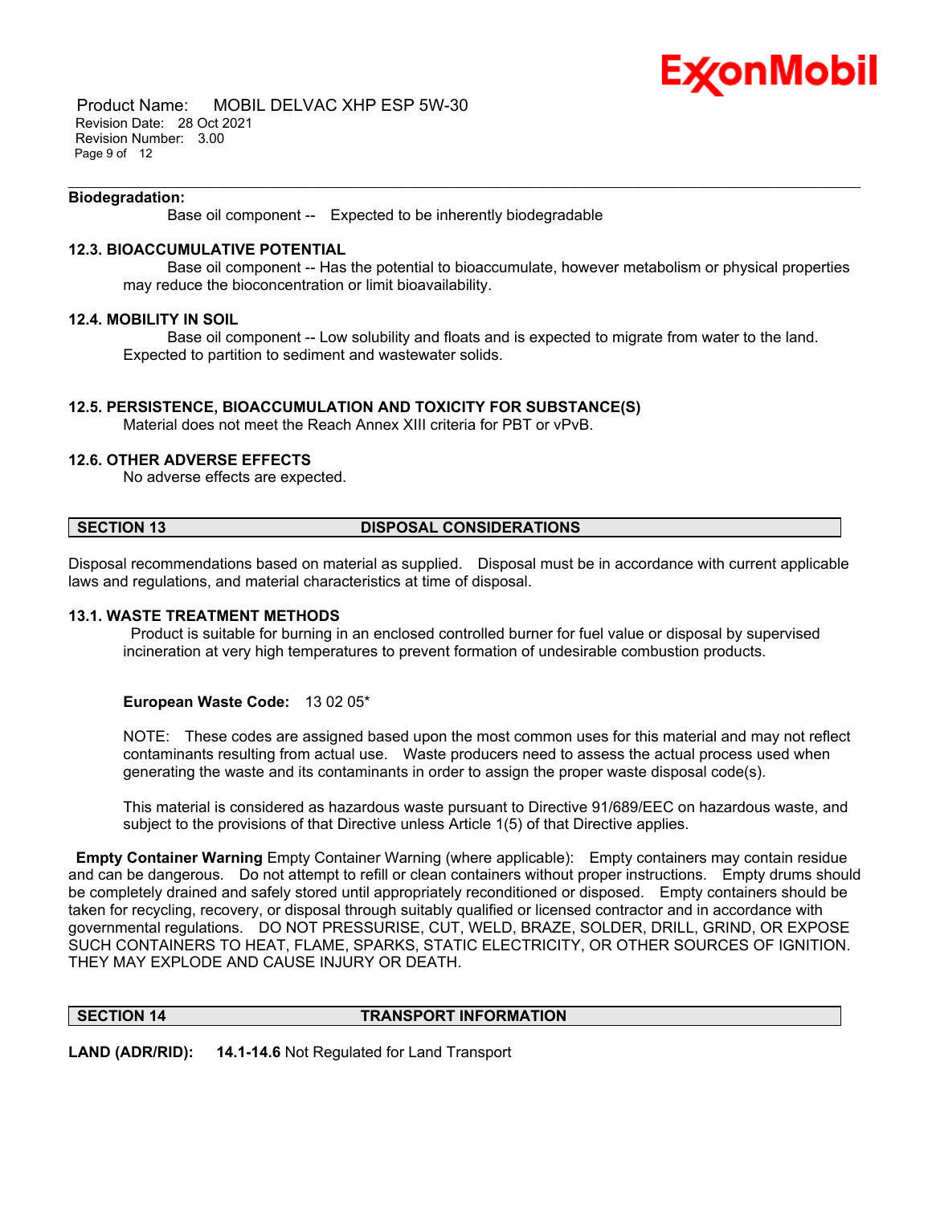**Biodegradation:**

Base oil component -- Expected to be inherently biodegradable

### 12.3. BIOACCUMULATIVE POTENTIAL

Base oil component -- Has the potential to bioaccumulate, however metabolism or physical properties may reduce the bioconcentration or limit bioavailability.

### 12.4. MOBILITY IN SOIL

Base oil component -- Low solubility and floats and is expected to migrate from water to the land. Expected to partition to sediment and wastewater solids.

### 12.5. PERSISTENCE, BIOACCUMULATION AND TOXICITY FOR SUBSTANCE(S)

Material does not meet the Reach Annex XIII criteria for PBT or vPvB.

### 12.6. OTHER ADVERSE EFFECTS

No adverse effects are expected.

## SECTION 13 DISPOSAL CONSIDERATIONS

Disposal recommendations based on material as supplied. Disposal must be in accordance with current applicable laws and regulations, and material characteristics at time of disposal.

### 13.1. WASTE TREATMENT METHODS

Product is suitable for burning in an enclosed controlled burner for fuel value or disposal by supervised incineration at very high temperatures to prevent formation of undesirable combustion products.

**European Waste Code:** 13 02 05*

NOTE: These codes are assigned based upon the most common uses for this material and may not reflect contaminants resulting from actual use. Waste producers need to assess the actual process used when generating the waste and its contaminants in order to assign the proper waste disposal code(s).

This material is considered as hazardous waste pursuant to Directive 91/689/EEC on hazardous waste, and subject to the provisions of that Directive unless Article 1(5) of that Directive applies.

**Empty Container Warning** Empty Container Warning (where applicable): Empty containers may contain residue and can be dangerous. Do not attempt to refill or clean containers without proper instructions. Empty drums should be completely drained and safely stored until appropriately reconditioned or disposed. Empty containers should be taken for recycling, recovery, or disposal through suitably qualified or licensed contractor and in accordance with governmental regulations. DO NOT PRESSURISE, CUT, WELD, BRAZE, SOLDER, DRILL, GRIND, OR EXPOSE SUCH CONTAINERS TO HEAT, FLAME, SPARKS, STATIC ELECTRICITY, OR OTHER SOURCES OF IGNITION. THEY MAY EXPLODE AND CAUSE INJURY OR DEATH.

## SECTION 14 TRANSPORT INFORMATION

**LAND (ADR/RID):** **14.1-14.6** Not Regulated for Land Transport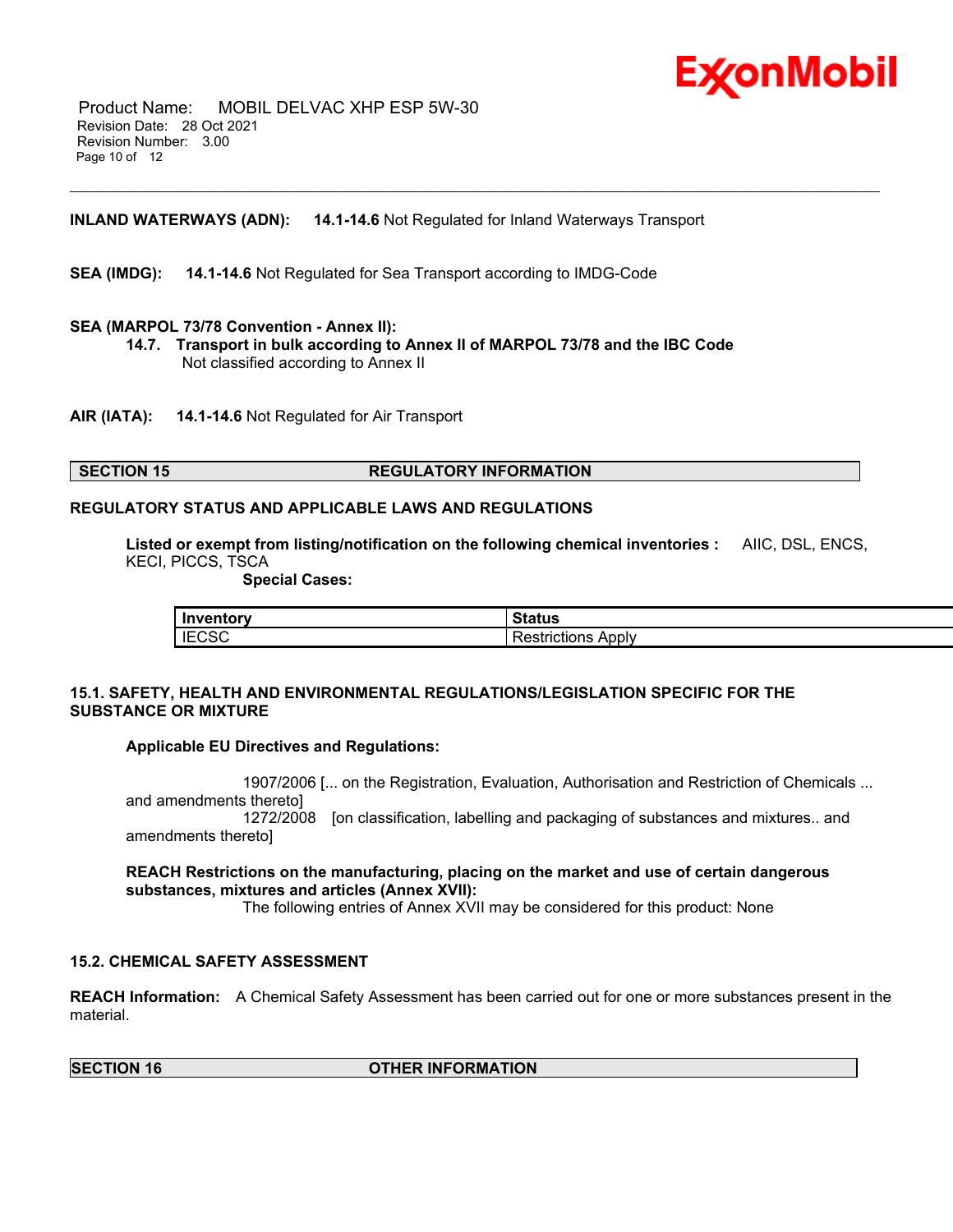**INLAND WATERWAYS (ADN):** **14.1-14.6** Not Regulated for Inland Waterways Transport

**SEA (IMDG):** **14.1-14.6** Not Regulated for Sea Transport according to IMDG-Code

**SEA (MARPOL 73/78 Convention - Annex II):**

**14.7. Transport in bulk according to Annex II of MARPOL 73/78 and the IBC Code**

Not classified according to Annex II

**AIR (IATA):** **14.1-14.6** Not Regulated for Air Transport

## SECTION 15 REGULATORY INFORMATION

**REGULATORY STATUS AND APPLICABLE LAWS AND REGULATIONS**

**Listed or exempt from listing/notification on the following chemical inventories :** AIIC, DSL, ENCS, KECI, PICCS, TSCA

**Special Cases:**

| Inventory | Status |
|---|---|
| IECSC | Restrictions Apply |

**15.1. SAFETY, HEALTH AND ENVIRONMENTAL REGULATIONS/LEGISLATION SPECIFIC FOR THE SUBSTANCE OR MIXTURE**

**Applicable EU Directives and Regulations:**

1907/2006 [... on the Registration, Evaluation, Authorisation and Restriction of Chemicals ... and amendments thereto]
1272/2008 [on classification, labelling and packaging of substances and mixtures.. and amendments thereto]

**REACH Restrictions on the manufacturing, placing on the market and use of certain dangerous substances, mixtures and articles (Annex XVII):**
The following entries of Annex XVII may be considered for this product: None

**15.2. CHEMICAL SAFETY ASSESSMENT**

**REACH Information:** A Chemical Safety Assessment has been carried out for one or more substances present in the material.

## SECTION 16 OTHER INFORMATION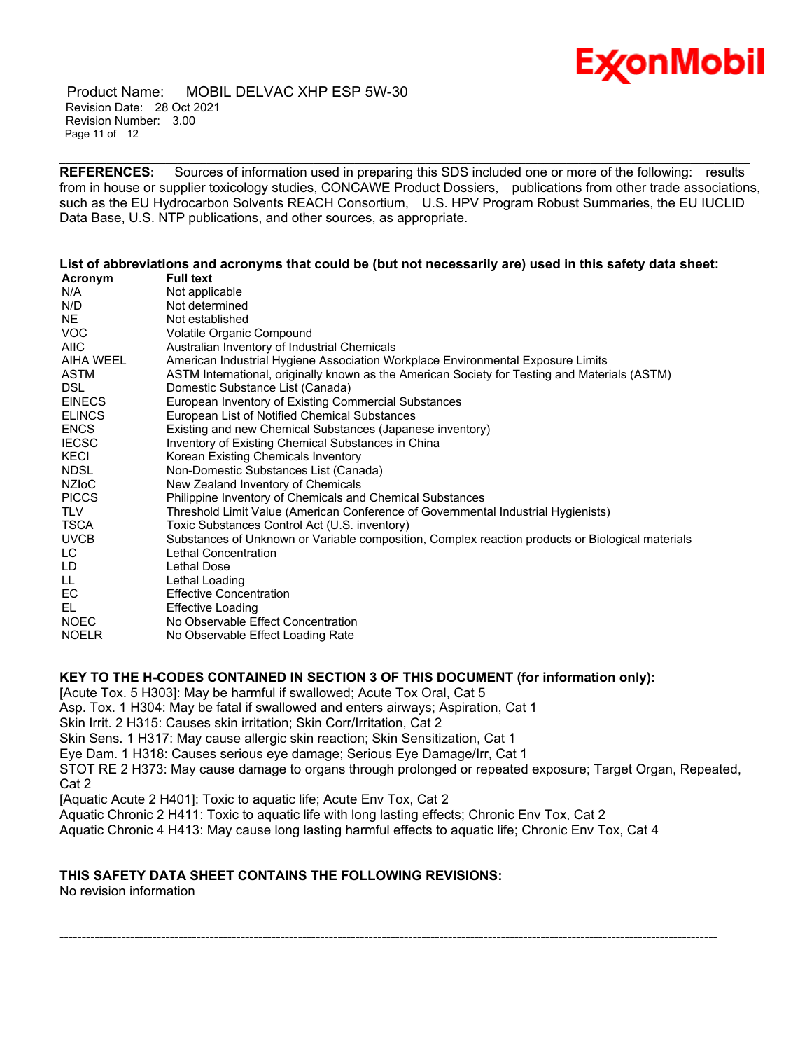**REFERENCES:** Sources of information used in preparing this SDS included one or more of the following: results from in house or supplier toxicology studies, CONCAWE Product Dossiers, publications from other trade associations, such as the EU Hydrocarbon Solvents REACH Consortium, U.S. HPV Program Robust Summaries, the EU IUCLID Data Base, U.S. NTP publications, and other sources, as appropriate.

**List of abbreviations and acronyms that could be (but not necessarily are) used in this safety data sheet:**

| Acronym | Full text |
|---|---|
| N/A | Not applicable |
| N/D | Not determined |
| NE | Not established |
| VOC | Volatile Organic Compound |
| AIIC | Australian Inventory of Industrial Chemicals |
| AIHA WEEL | American Industrial Hygiene Association Workplace Environmental Exposure Limits |
| ASTM | ASTM International, originally known as the American Society for Testing and Materials (ASTM) |
| DSL | Domestic Substance List (Canada) |
| EINECS | European Inventory of Existing Commercial Substances |
| ELINCS | European List of Notified Chemical Substances |
| ENCS | Existing and new Chemical Substances (Japanese inventory) |
| IECSC | Inventory of Existing Chemical Substances in China |
| KECI | Korean Existing Chemicals Inventory |
| NDSL | Non-Domestic Substances List (Canada) |
| NZIoC | New Zealand Inventory of Chemicals |
| PICCS | Philippine Inventory of Chemicals and Chemical Substances |
| TLV | Threshold Limit Value (American Conference of Governmental Industrial Hygienists) |
| TSCA | Toxic Substances Control Act (U.S. inventory) |
| UVCB | Substances of Unknown or Variable composition, Complex reaction products or Biological materials |
| LC | Lethal Concentration |
| LD | Lethal Dose |
| LL | Lethal Loading |
| EC | Effective Concentration |
| EL | Effective Loading |
| NOEC | No Observable Effect Concentration |
| NOELR | No Observable Effect Loading Rate |

**KEY TO THE H-CODES CONTAINED IN SECTION 3 OF THIS DOCUMENT (for information only):**

[Acute Tox. 5 H303]: May be harmful if swallowed; Acute Tox Oral, Cat 5
Asp. Tox. 1 H304: May be fatal if swallowed and enters airways; Aspiration, Cat 1
Skin Irrit. 2 H315: Causes skin irritation; Skin Corr/Irritation, Cat 2
Skin Sens. 1 H317: May cause allergic skin reaction; Skin Sensitization, Cat 1
Eye Dam. 1 H318: Causes serious eye damage; Serious Eye Damage/Irr, Cat 1
STOT RE 2 H373: May cause damage to organs through prolonged or repeated exposure; Target Organ, Repeated, Cat 2
[Aquatic Acute 2 H401]: Toxic to aquatic life; Acute Env Tox, Cat 2
Aquatic Chronic 2 H411: Toxic to aquatic life with long lasting effects; Chronic Env Tox, Cat 2
Aquatic Chronic 4 H413: May cause long lasting harmful effects to aquatic life; Chronic Env Tox, Cat 4

**THIS SAFETY DATA SHEET CONTAINS THE FOLLOWING REVISIONS:**

No revision information

---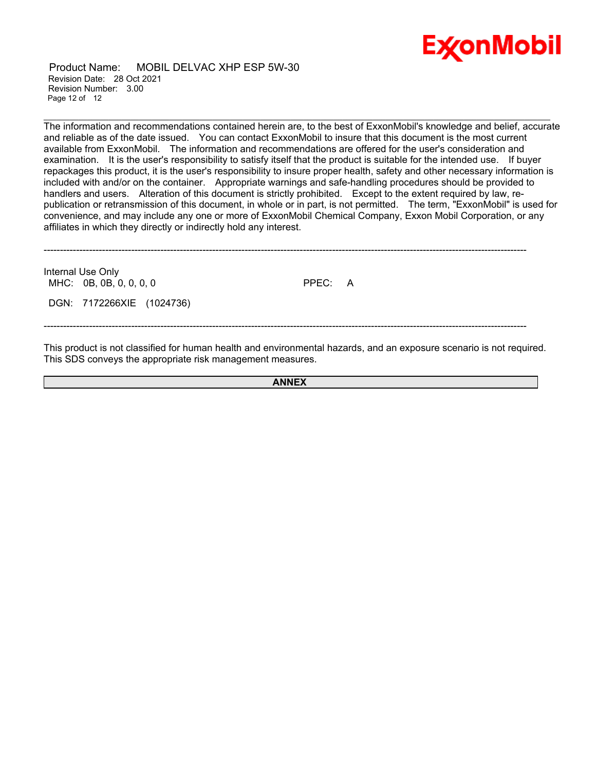The information and recommendations contained herein are, to the best of ExxonMobil's knowledge and belief, accurate and reliable as of the date issued. You can contact ExxonMobil to insure that this document is the most current available from ExxonMobil. The information and recommendations are offered for the user's consideration and examination. It is the user's responsibility to satisfy itself that the product is suitable for the intended use. If buyer repackages this product, it is the user's responsibility to insure proper health, safety and other necessary information is included with and/or on the container. Appropriate warnings and safe-handling procedures should be provided to handlers and users. Alteration of this document is strictly prohibited. Except to the extent required by law, re-publication or retransmission of this document, in whole or in part, is not permitted. The term, "ExxonMobil" is used for convenience, and may include any one or more of ExxonMobil Chemical Company, Exxon Mobil Corporation, or any affiliates in which they directly or indirectly hold any interest.

---

Internal Use Only

MHC: 0B, 0B, 0, 0, 0, 0 PPEC: A

DGN: 7172266XIE (1024736)

---

This product is not classified for human health and environmental hazards, and an exposure scenario is not required. This SDS conveys the appropriate risk management measures.

**ANNEX**